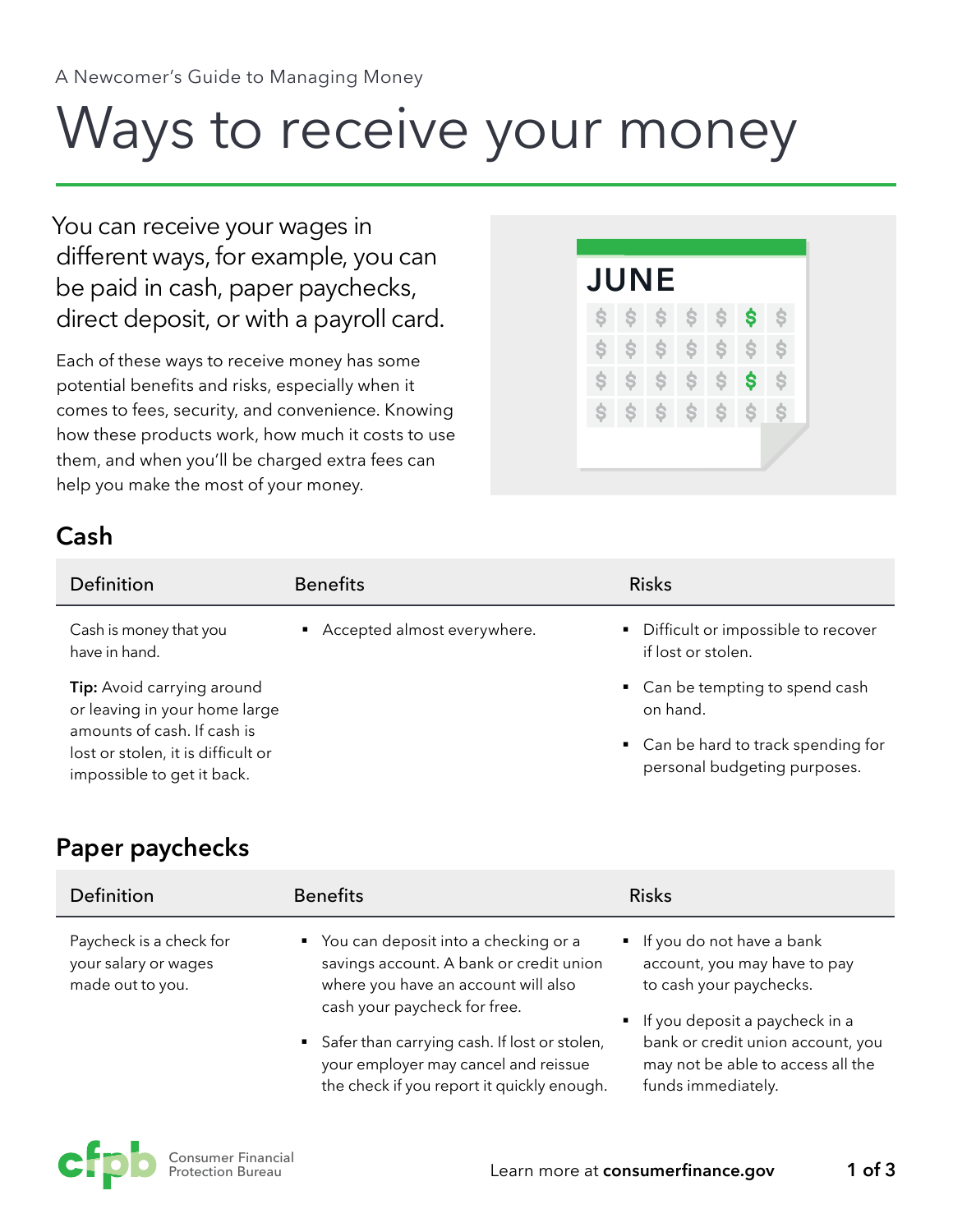A Newcomer's Guide to Managing Money

# Ways to receive your money

You can receive your wages in different ways, for example, you can be paid in cash, paper paychecks, direct deposit, or with a payroll card.

Each of these ways to receive money has some potential benefits and risks, especially when it comes to fees, security, and convenience. Knowing how these products work, how much it costs to use them, and when you'll be charged extra fees can help you make the most of your money.

## Cash

| Definition | Benefits | Risks |
|---|---|---|
| Cash is money that you have in hand.<br><br>**Tip:** Avoid carrying around or leaving in your home large amounts of cash. If cash is lost or stolen, it is difficult or impossible to get it back. | ▪ Accepted almost everywhere. | ▪ Difficult or impossible to recover if lost or stolen.<br><br>▪ Can be tempting to spend cash on hand.<br><br>▪ Can be hard to track spending for personal budgeting purposes. |

## Paper paychecks

| Definition | Benefits | Risks |
|---|---|---|
| Paycheck is a check for your salary or wages made out to you. | ▪ You can deposit into a checking or a savings account. A bank or credit union where you have an account will also cash your paycheck for free.<br><br>▪ Safer than carrying cash. If lost or stolen, your employer may cancel and reissue the check if you report it quickly enough. | ▪ If you do not have a bank account, you may have to pay to cash your paychecks.<br><br>▪ If you deposit a paycheck in a bank or credit union account, you may not be able to access all the funds immediately. |

Consumer Financial Protection Bureau

Learn more at **consumerfinance.gov**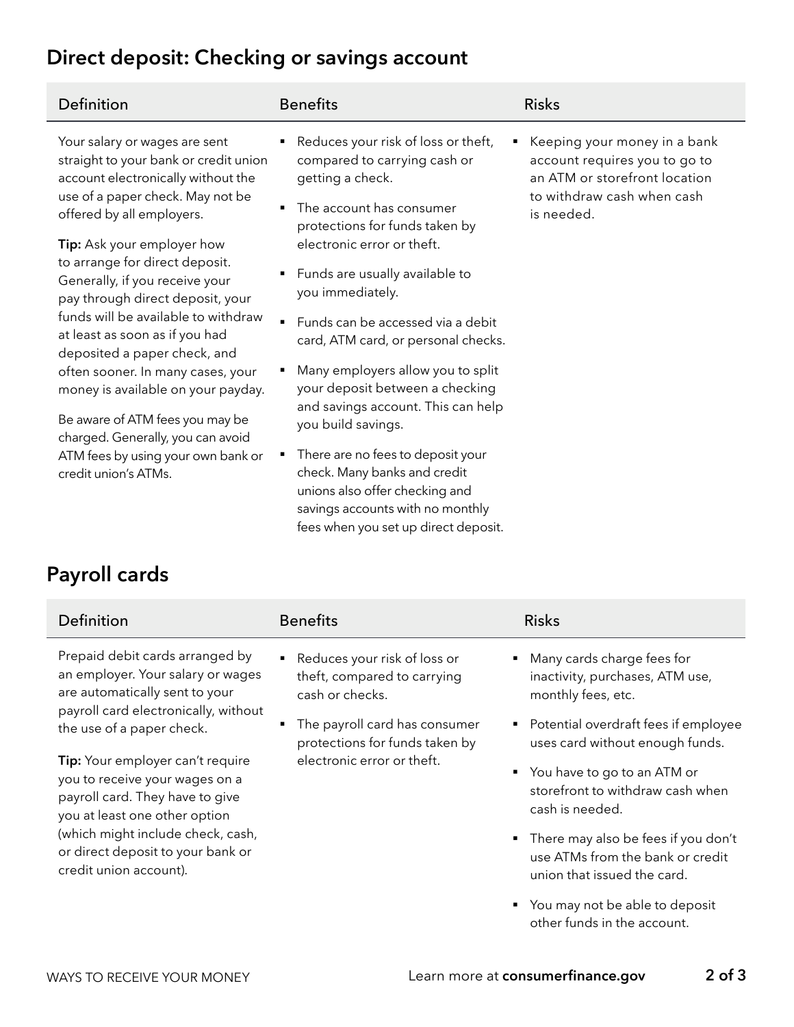## Direct deposit: Checking or savings account

| Definition | Benefits | Risks |
| --- | --- | --- |
| Your salary or wages are sent straight to your bank or credit union account electronically without the use of a paper check. May not be offered by all employers.<br><br>**Tip:** Ask your employer how to arrange for direct deposit. Generally, if you receive your pay through direct deposit, your funds will be available to withdraw at least as soon as if you had deposited a paper check, and often sooner. In many cases, your money is available on your payday.<br><br>Be aware of ATM fees you may be charged. Generally, you can avoid ATM fees by using your own bank or credit union's ATMs. | ▪ Reduces your risk of loss or theft, compared to carrying cash or getting a check.<br>▪ The account has consumer protections for funds taken by electronic error or theft.<br>▪ Funds are usually available to you immediately.<br>▪ Funds can be accessed via a debit card, ATM card, or personal checks.<br>▪ Many employers allow you to split your deposit between a checking and savings account. This can help you build savings.<br>▪ There are no fees to deposit your check. Many banks and credit unions also offer checking and savings accounts with no monthly fees when you set up direct deposit. | ▪ Keeping your money in a bank account requires you to go to an ATM or storefront location to withdraw cash when cash is needed. |

## Payroll cards

| Definition | Benefits | Risks |
| --- | --- | --- |
| Prepaid debit cards arranged by an employer. Your salary or wages are automatically sent to your payroll card electronically, without the use of a paper check.<br><br>**Tip:** Your employer can't require you to receive your wages on a payroll card. They have to give you at least one other option (which might include check, cash, or direct deposit to your bank or credit union account). | ▪ Reduces your risk of loss or theft, compared to carrying cash or checks.<br>▪ The payroll card has consumer protections for funds taken by electronic error or theft. | ▪ Many cards charge fees for inactivity, purchases, ATM use, monthly fees, etc.<br>▪ Potential overdraft fees if employee uses card without enough funds.<br>▪ You have to go to an ATM or storefront to withdraw cash when cash is needed.<br>▪ There may also be fees if you don't use ATMs from the bank or credit union that issued the card.<br>▪ You may not be able to deposit other funds in the account. |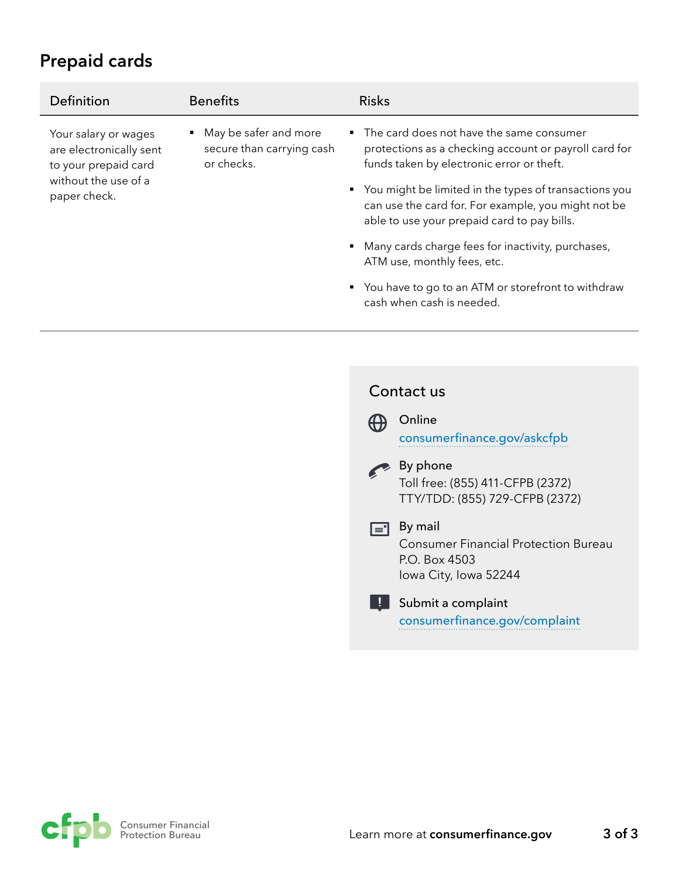## Prepaid cards

| Definition | Benefits | Risks |
|---|---|---|
| Your salary or wages are electronically sent to your prepaid card without the use of a paper check. | ▪ May be safer and more secure than carrying cash or checks. | ▪ The card does not have the same consumer protections as a checking account or payroll card for funds taken by electronic error or theft.<br>▪ You might be limited in the types of transactions you can use the card for. For example, you might not be able to use your prepaid card to pay bills.<br>▪ Many cards charge fees for inactivity, purchases, ATM use, monthly fees, etc.<br>▪ You have to go to an ATM or storefront to withdraw cash when cash is needed. |

### Contact us

**Online**
consumerfinance.gov/askcfpb

**By phone**
Toll free: (855) 411-CFPB (2372)
TTY/TDD: (855) 729-CFPB (2372)

**By mail**
Consumer Financial Protection Bureau
P.O. Box 4503
Iowa City, Iowa 52244

**Submit a complaint**
consumerfinance.gov/complaint

Learn more at **consumerfinance.gov**